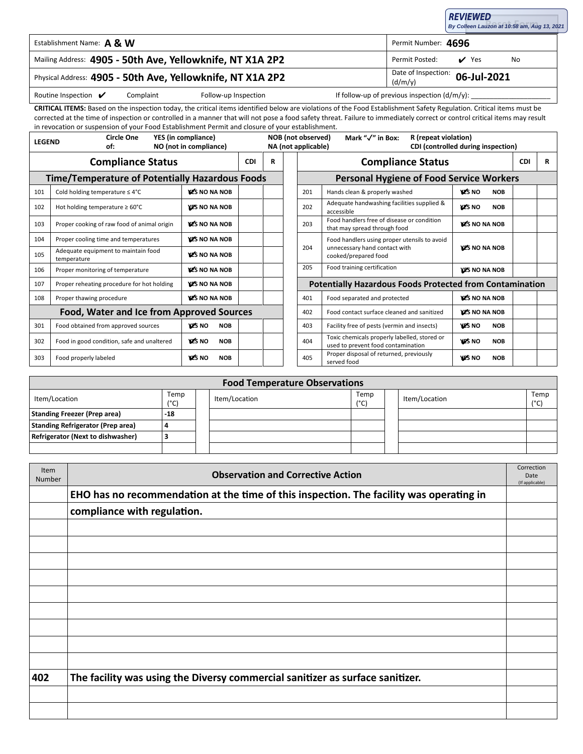**REVIEWED**
*By Colleen Lauzon at 10:58 am, Aug 13, 2021*

| Establishment Name: **A & W** | Permit Number: **4696** |
|---|---|
| Mailing Address: **4905 - 50th Ave, Yellowknife, NT X1A 2P2** | Permit Posted: ✔ Yes No |
| Physical Address: **4905 - 50th Ave, Yellowknife, NT X1A 2P2** | Date of Inspection: (d/m/y) **06-Jul-2021** |

Routine Inspection ✔ Complaint Follow-up Inspection If follow-up of previous inspection (d/m/y): ____________________

**CRITICAL ITEMS:** Based on the inspection today, the critical items identified below are violations of the Food Establishment Safety Regulation. Critical items must be corrected at the time of inspection or controlled in a manner that will not pose a food safety threat. Failure to immediately correct or control critical items may result in revocation or suspension of your Food Establishment Permit and closure of your establishment.

**LEGEND** — Circle One of: YES (in compliance), NO (not in compliance), NOB (not observed), NA (not applicable). Mark "✓" in Box: R (repeat violation), CDI (controlled during inspection)

| | Compliance Status | | CDI | R | | Compliance Status | | CDI | R |
|---|---|---|---|---|---|---|---|---|---|
| | **Time/Temperature of Potentially Hazardous Foods** | | | | | **Personal Hygiene of Food Service Workers** | | | |
| 101 | Cold holding temperature ≤ 4°C | ✔YES NO NA NOB | | | 201 | Hands clean & properly washed | ✔YES NO NOB | | |
| 102 | Hot holding temperature ≥ 60°C | ✔YES NO NA NOB | | | 202 | Adequate handwashing facilities supplied & accessible | ✔YES NO NOB | | |
| 103 | Proper cooking of raw food of animal origin | ✔YES NO NA NOB | | | 203 | Food handlers free of disease or condition that may spread through food | ✔YES NO NA NOB | | |
| 104 | Proper cooling time and temperatures | ✔YES NO NA NOB | | | 204 | Food handlers using proper utensils to avoid unnecessary hand contact with cooked/prepared food | ✔YES NO NA NOB | | |
| 105 | Adequate equipment to maintain food temperature | ✔YES NO NA NOB | | | | | | | |
| 106 | Proper monitoring of temperature | ✔YES NO NA NOB | | | 205 | Food training certification | ✔YES NO NA NOB | | |
| 107 | Proper reheating procedure for hot holding | ✔YES NO NA NOB | | | | **Potentially Hazardous Foods Protected from Contamination** | | | |
| 108 | Proper thawing procedure | ✔YES NO NA NOB | | | 401 | Food separated and protected | ✔YES NO NA NOB | | |
| | **Food, Water and Ice from Approved Sources** | | | | 402 | Food contact surface cleaned and sanitized | ✔YES NO NA NOB | | |
| 301 | Food obtained from approved sources | ✔YES NO NOB | | | 403 | Facility free of pests (vermin and insects) | ✔YES NO NOB | | |
| 302 | Food in good condition, safe and unaltered | ✔YES NO NOB | | | 404 | Toxic chemicals properly labelled, stored or used to prevent food contamination | ✔YES NO NOB | | |
| 303 | Food properly labeled | ✔YES NO NOB | | | 405 | Proper disposal of returned, previously served food | ✔YES NO NOB | | |

**Food Temperature Observations**

| Item/Location | Temp (°C) | Item/Location | Temp (°C) | Item/Location | Temp (°C) |
|---|---|---|---|---|---|
| **Standing Freezer (Prep area)** | **-18** | | | | |
| **Standing Refrigerator (Prep area)** | **4** | | | | |
| **Refrigerator (Next to dishwasher)** | **3** | | | | |
| | | | | | |

| Item Number | Observation and Corrective Action | Correction Date (If applicable) |
|---|---|---|
| | **EHO has no recommendation at the time of this inspection. The facility was operating in compliance with regulation.** | |
| **402** | **The facility was using the Diversy commercial sanitizer as surface sanitizer.** | |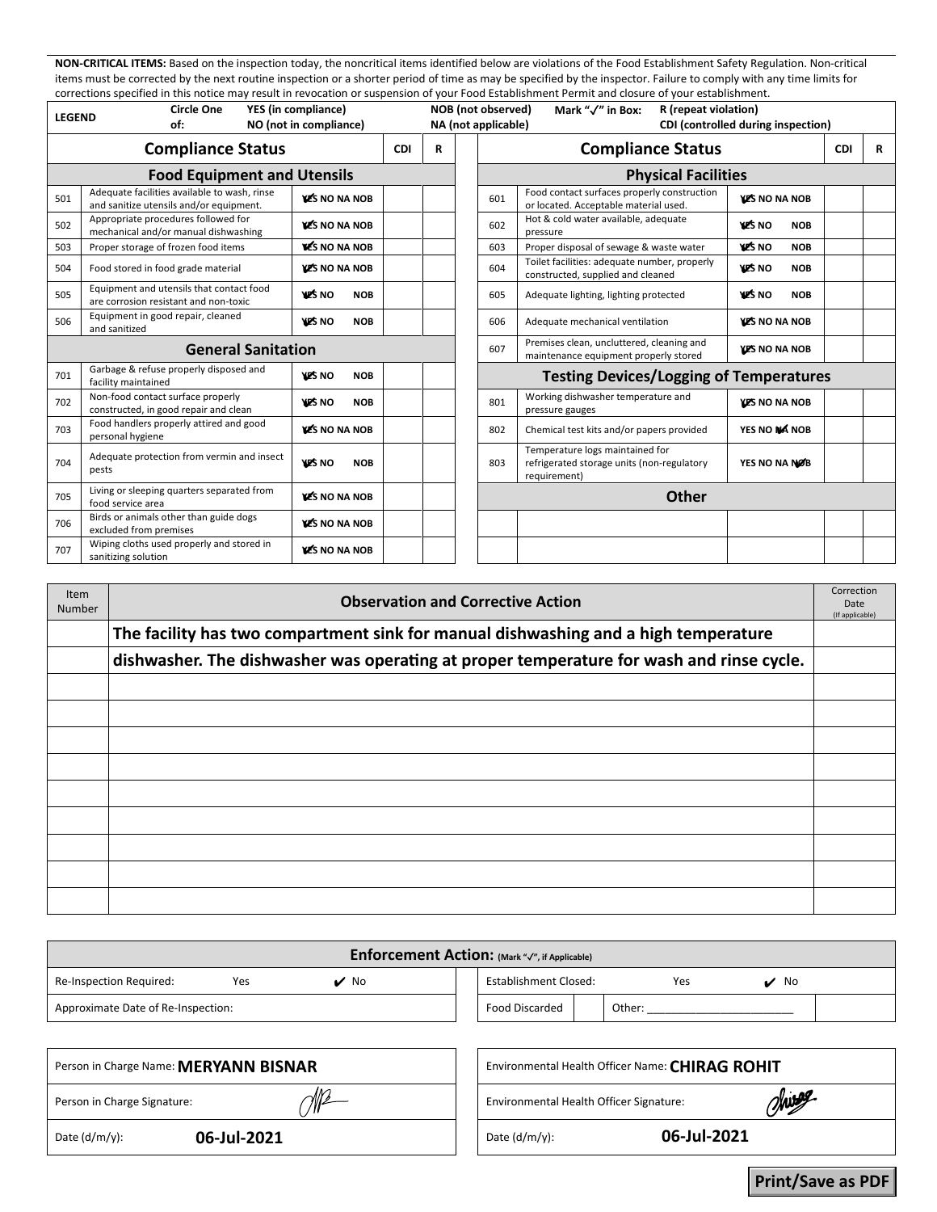**NON-CRITICAL ITEMS:** Based on the inspection today, the noncritical items identified below are violations of the Food Establishment Safety Regulation. Non-critical items must be corrected by the next routine inspection or a shorter period of time as may be specified by the inspector. Failure to comply with any time limits for corrections specified in this notice may result in revocation or suspension of your Food Establishment Permit and closure of your establishment.

| LEGEND | Circle One of: | YES (in compliance) NO (not in compliance) | NOB (not observed) NA (not applicable) | Mark "✓" in Box: | R (repeat violation) CDI (controlled during inspection) |
|---|---|---|---|---|---|

| Compliance Status | | | CDI | R | Compliance Status | | | CDI | R |
|---|---|---|---|---|---|---|---|---|---|
| **Food Equipment and Utensils** | | | | | **Physical Facilities** | | | | |
| 501 | Adequate facilities available to wash, rinse and sanitize utensils and/or equipment. | ✓YES NO NA NOB | | | 601 | Food contact surfaces properly construction or located. Acceptable material used. | ✓YES NO NA NOB | | |
| 502 | Appropriate procedures followed for mechanical and/or manual dishwashing | ✓YES NO NA NOB | | | 602 | Hot & cold water available, adequate pressure | ✓YES NO NOB | | |
| 503 | Proper storage of frozen food items | ✓YES NO NA NOB | | | 603 | Proper disposal of sewage & waste water | ✓YES NO NOB | | |
| 504 | Food stored in food grade material | ✓YES NO NA NOB | | | 604 | Toilet facilities: adequate number, properly constructed, supplied and cleaned | ✓YES NO NOB | | |
| 505 | Equipment and utensils that contact food are corrosion resistant and non-toxic | ✓YES NO NOB | | | 605 | Adequate lighting, lighting protected | ✓YES NO NOB | | |
| 506 | Equipment in good repair, cleaned and sanitized | ✓YES NO NOB | | | 606 | Adequate mechanical ventilation | ✓YES NO NA NOB | | |
| **General Sanitation** | | | | | 607 | Premises clean, uncluttered, cleaning and maintenance equipment properly stored | ✓YES NO NA NOB | | |
| 701 | Garbage & refuse properly disposed and facility maintained | ✓YES NO NOB | | | **Testing Devices/Logging of Temperatures** | | | | |
| 702 | Non-food contact surface properly constructed, in good repair and clean | ✓YES NO NOB | | | 801 | Working dishwasher temperature and pressure gauges | ✓YES NO NA NOB | | |
| 703 | Food handlers properly attired and good personal hygiene | ✓YES NO NA NOB | | | 802 | Chemical test kits and/or papers provided | YES NO ✓NA NOB | | |
| 704 | Adequate protection from vermin and insect pests | ✓YES NO NOB | | | 803 | Temperature logs maintained for refrigerated storage units (non-regulatory requirement) | YES NO NA ✓NOB | | |
| 705 | Living or sleeping quarters separated from food service area | ✓YES NO NA NOB | | | **Other** | | | | |
| 706 | Birds or animals other than guide dogs excluded from premises | ✓YES NO NA NOB | | | | | | | |
| 707 | Wiping cloths used properly and stored in sanitizing solution | ✓YES NO NA NOB | | | | | | | |

| Item Number | Observation and Corrective Action | Correction Date (If applicable) |
|---|---|---|
| | **The facility has two compartment sink for manual dishwashing and a high temperature** | |
| | **dishwasher. The dishwasher was operating at proper temperature for wash and rinse cycle.** | |
| | | |
| | | |
| | | |
| | | |
| | | |
| | | |
| | | |
| | | |
| | | |

**Enforcement Action:** (Mark "✓", if Applicable)

| | | | | | | |
|---|---|---|---|---|---|---|
| Re-Inspection Required: | Yes | ✓ No | Establishment Closed: | Yes | ✓ No | |
| Approximate Date of Re-Inspection: | | | Food Discarded | | Other: ________________________ | |

| | |
|---|---|
| Person in Charge Name: **MERYANN BISNAR** | Environmental Health Officer Name: **CHIRAG ROHIT** |
| Person in Charge Signature: | Environmental Health Officer Signature: |
| Date (d/m/y): **06-Jul-2021** | Date (d/m/y): **06-Jul-2021** |

**Print/Save as PDF**